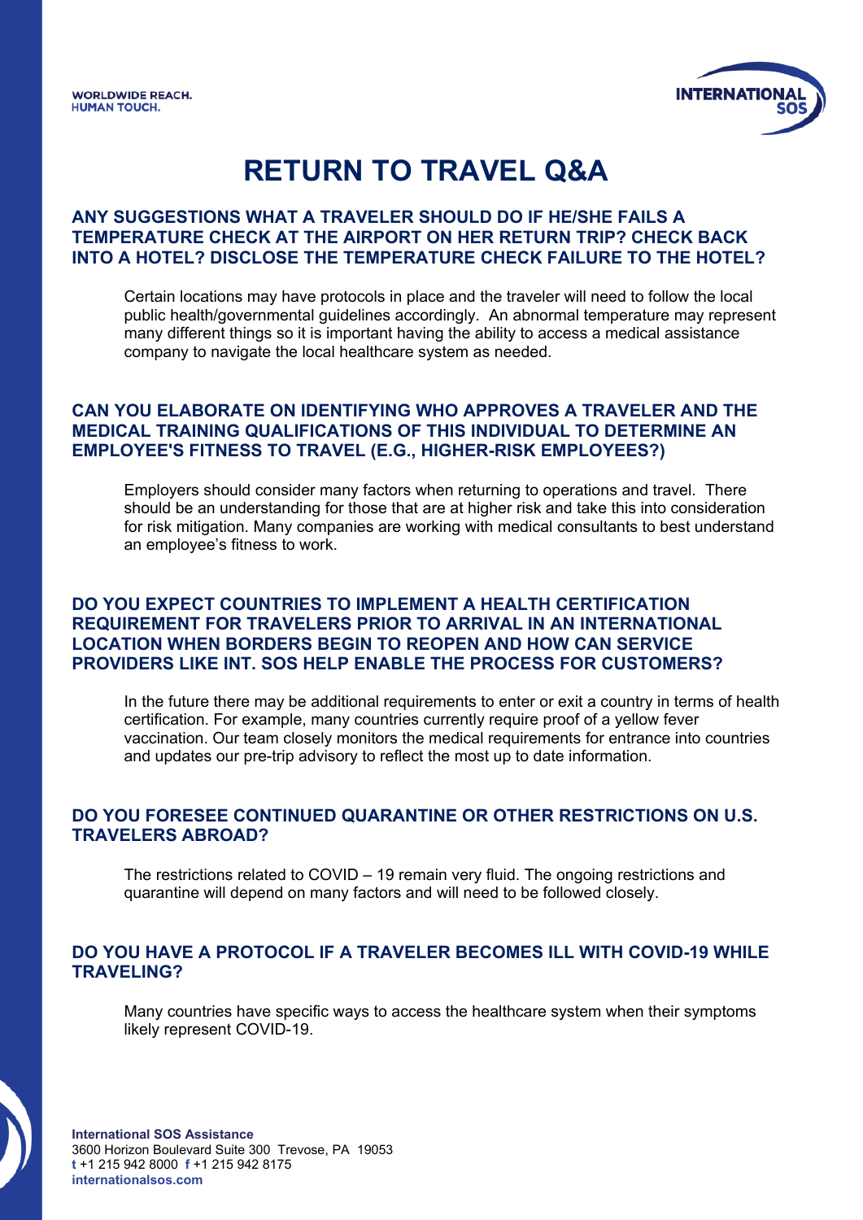WORLDWIDE REACH.
HUMAN TOUCH.

# RETURN TO TRAVEL Q&A

## ANY SUGGESTIONS WHAT A TRAVELER SHOULD DO IF HE/SHE FAILS A TEMPERATURE CHECK AT THE AIRPORT ON HER RETURN TRIP? CHECK BACK INTO A HOTEL? DISCLOSE THE TEMPERATURE CHECK FAILURE TO THE HOTEL?

Certain locations may have protocols in place and the traveler will need to follow the local public health/governmental guidelines accordingly. An abnormal temperature may represent many different things so it is important having the ability to access a medical assistance company to navigate the local healthcare system as needed.

## CAN YOU ELABORATE ON IDENTIFYING WHO APPROVES A TRAVELER AND THE MEDICAL TRAINING QUALIFICATIONS OF THIS INDIVIDUAL TO DETERMINE AN EMPLOYEE'S FITNESS TO TRAVEL (E.G., HIGHER-RISK EMPLOYEES?)

Employers should consider many factors when returning to operations and travel. There should be an understanding for those that are at higher risk and take this into consideration for risk mitigation. Many companies are working with medical consultants to best understand an employee's fitness to work.

## DO YOU EXPECT COUNTRIES TO IMPLEMENT A HEALTH CERTIFICATION REQUIREMENT FOR TRAVELERS PRIOR TO ARRIVAL IN AN INTERNATIONAL LOCATION WHEN BORDERS BEGIN TO REOPEN AND HOW CAN SERVICE PROVIDERS LIKE INT. SOS HELP ENABLE THE PROCESS FOR CUSTOMERS?

In the future there may be additional requirements to enter or exit a country in terms of health certification. For example, many countries currently require proof of a yellow fever vaccination. Our team closely monitors the medical requirements for entrance into countries and updates our pre-trip advisory to reflect the most up to date information.

## DO YOU FORESEE CONTINUED QUARANTINE OR OTHER RESTRICTIONS ON U.S. TRAVELERS ABROAD?

The restrictions related to COVID – 19 remain very fluid. The ongoing restrictions and quarantine will depend on many factors and will need to be followed closely.

## DO YOU HAVE A PROTOCOL IF A TRAVELER BECOMES ILL WITH COVID-19 WHILE TRAVELING?

Many countries have specific ways to access the healthcare system when their symptoms likely represent COVID-19.

**International SOS Assistance**
3600 Horizon Boulevard Suite 300 Trevose, PA 19053
t +1 215 942 8000 f +1 215 942 8175
internationalsos.com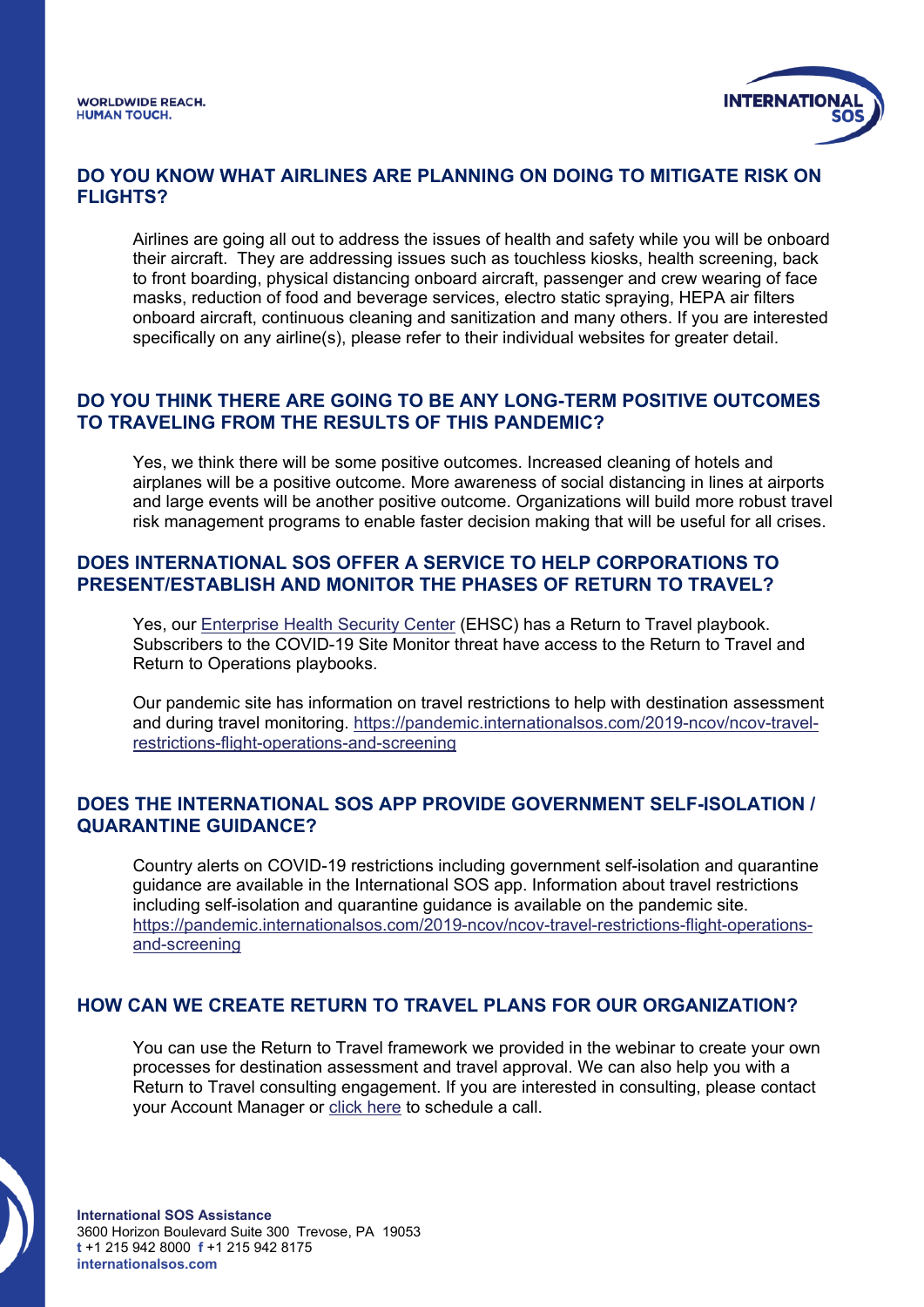## DO YOU KNOW WHAT AIRLINES ARE PLANNING ON DOING TO MITIGATE RISK ON FLIGHTS?

Airlines are going all out to address the issues of health and safety while you will be onboard their aircraft. They are addressing issues such as touchless kiosks, health screening, back to front boarding, physical distancing onboard aircraft, passenger and crew wearing of face masks, reduction of food and beverage services, electro static spraying, HEPA air filters onboard aircraft, continuous cleaning and sanitization and many others. If you are interested specifically on any airline(s), please refer to their individual websites for greater detail.

## DO YOU THINK THERE ARE GOING TO BE ANY LONG-TERM POSITIVE OUTCOMES TO TRAVELING FROM THE RESULTS OF THIS PANDEMIC?

Yes, we think there will be some positive outcomes. Increased cleaning of hotels and airplanes will be a positive outcome. More awareness of social distancing in lines at airports and large events will be another positive outcome. Organizations will build more robust travel risk management programs to enable faster decision making that will be useful for all crises.

## DOES INTERNATIONAL SOS OFFER A SERVICE TO HELP CORPORATIONS TO PRESENT/ESTABLISH AND MONITOR THE PHASES OF RETURN TO TRAVEL?

Yes, our Enterprise Health Security Center (EHSC) has a Return to Travel playbook. Subscribers to the COVID-19 Site Monitor threat have access to the Return to Travel and Return to Operations playbooks.

Our pandemic site has information on travel restrictions to help with destination assessment and during travel monitoring. https://pandemic.internationalsos.com/2019-ncov/ncov-travel-restrictions-flight-operations-and-screening

## DOES THE INTERNATIONAL SOS APP PROVIDE GOVERNMENT SELF-ISOLATION / QUARANTINE GUIDANCE?

Country alerts on COVID-19 restrictions including government self-isolation and quarantine guidance are available in the International SOS app. Information about travel restrictions including self-isolation and quarantine guidance is available on the pandemic site. https://pandemic.internationalsos.com/2019-ncov/ncov-travel-restrictions-flight-operations-and-screening

## HOW CAN WE CREATE RETURN TO TRAVEL PLANS FOR OUR ORGANIZATION?

You can use the Return to Travel framework we provided in the webinar to create your own processes for destination assessment and travel approval. We can also help you with a Return to Travel consulting engagement. If you are interested in consulting, please contact your Account Manager or click here to schedule a call.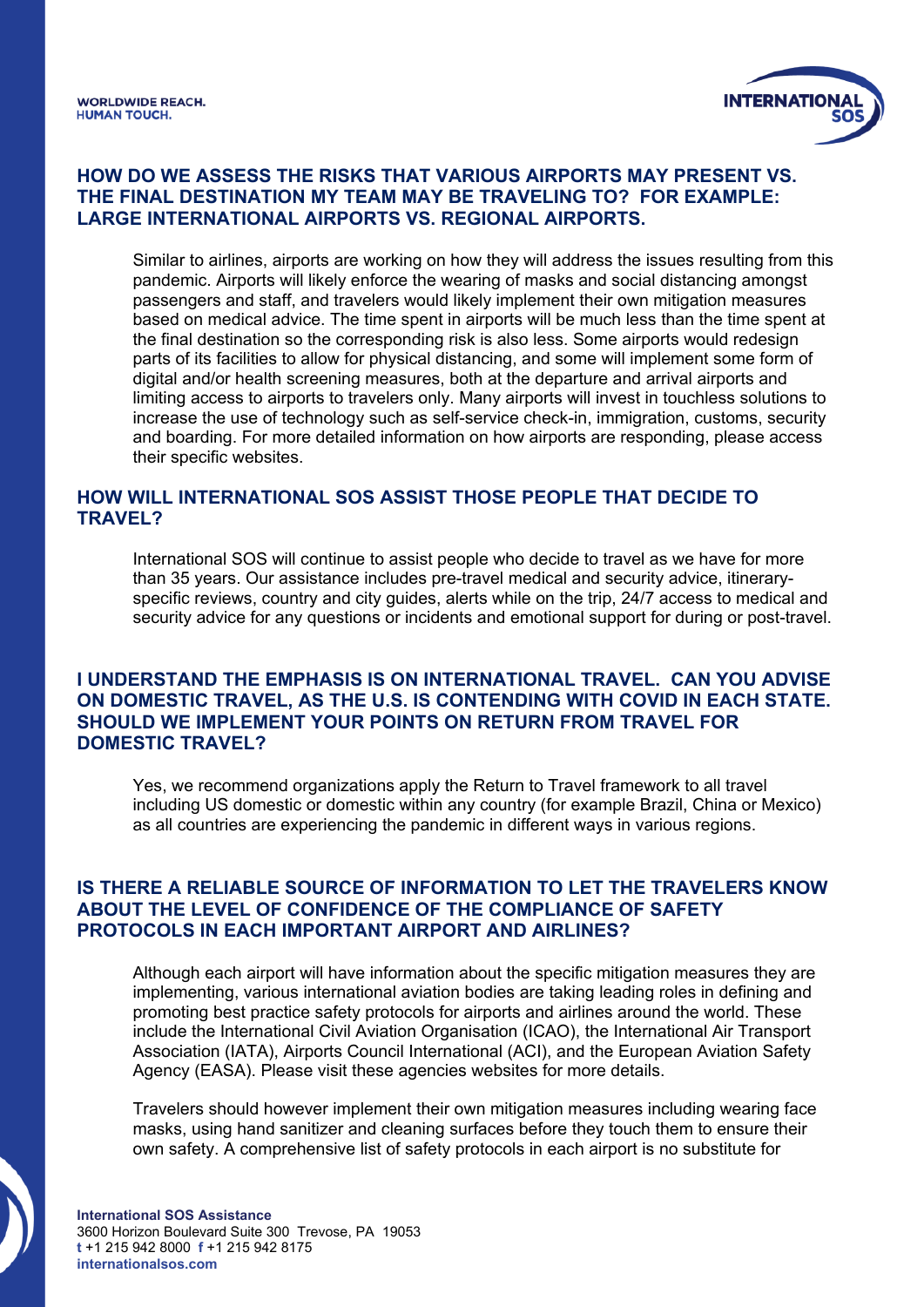## HOW DO WE ASSESS THE RISKS THAT VARIOUS AIRPORTS MAY PRESENT VS. THE FINAL DESTINATION MY TEAM MAY BE TRAVELING TO? FOR EXAMPLE: LARGE INTERNATIONAL AIRPORTS VS. REGIONAL AIRPORTS.

Similar to airlines, airports are working on how they will address the issues resulting from this pandemic. Airports will likely enforce the wearing of masks and social distancing amongst passengers and staff, and travelers would likely implement their own mitigation measures based on medical advice. The time spent in airports will be much less than the time spent at the final destination so the corresponding risk is also less. Some airports would redesign parts of its facilities to allow for physical distancing, and some will implement some form of digital and/or health screening measures, both at the departure and arrival airports and limiting access to airports to travelers only. Many airports will invest in touchless solutions to increase the use of technology such as self-service check-in, immigration, customs, security and boarding. For more detailed information on how airports are responding, please access their specific websites.

## HOW WILL INTERNATIONAL SOS ASSIST THOSE PEOPLE THAT DECIDE TO TRAVEL?

International SOS will continue to assist people who decide to travel as we have for more than 35 years. Our assistance includes pre-travel medical and security advice, itinerary-specific reviews, country and city guides, alerts while on the trip, 24/7 access to medical and security advice for any questions or incidents and emotional support for during or post-travel.

## I UNDERSTAND THE EMPHASIS IS ON INTERNATIONAL TRAVEL. CAN YOU ADVISE ON DOMESTIC TRAVEL, AS THE U.S. IS CONTENDING WITH COVID IN EACH STATE. SHOULD WE IMPLEMENT YOUR POINTS ON RETURN FROM TRAVEL FOR DOMESTIC TRAVEL?

Yes, we recommend organizations apply the Return to Travel framework to all travel including US domestic or domestic within any country (for example Brazil, China or Mexico) as all countries are experiencing the pandemic in different ways in various regions.

## IS THERE A RELIABLE SOURCE OF INFORMATION TO LET THE TRAVELERS KNOW ABOUT THE LEVEL OF CONFIDENCE OF THE COMPLIANCE OF SAFETY PROTOCOLS IN EACH IMPORTANT AIRPORT AND AIRLINES?

Although each airport will have information about the specific mitigation measures they are implementing, various international aviation bodies are taking leading roles in defining and promoting best practice safety protocols for airports and airlines around the world. These include the International Civil Aviation Organisation (ICAO), the International Air Transport Association (IATA), Airports Council International (ACI), and the European Aviation Safety Agency (EASA). Please visit these agencies websites for more details.

Travelers should however implement their own mitigation measures including wearing face masks, using hand sanitizer and cleaning surfaces before they touch them to ensure their own safety. A comprehensive list of safety protocols in each airport is no substitute for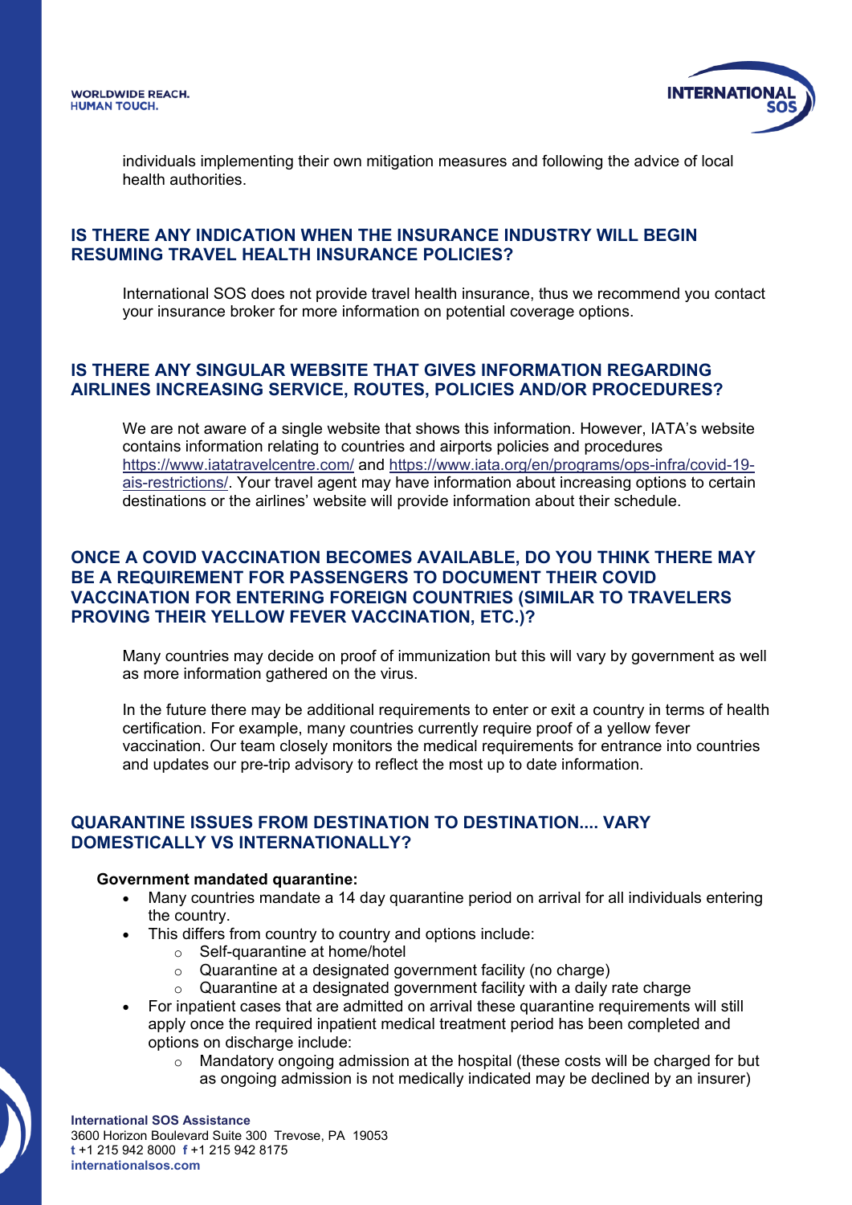individuals implementing their own mitigation measures and following the advice of local health authorities.

## IS THERE ANY INDICATION WHEN THE INSURANCE INDUSTRY WILL BEGIN RESUMING TRAVEL HEALTH INSURANCE POLICIES?

International SOS does not provide travel health insurance, thus we recommend you contact your insurance broker for more information on potential coverage options.

## IS THERE ANY SINGULAR WEBSITE THAT GIVES INFORMATION REGARDING AIRLINES INCREASING SERVICE, ROUTES, POLICIES AND/OR PROCEDURES?

We are not aware of a single website that shows this information. However, IATA's website contains information relating to countries and airports policies and procedures https://www.iatatravelcentre.com/ and https://www.iata.org/en/programs/ops-infra/covid-19-ais-restrictions/. Your travel agent may have information about increasing options to certain destinations or the airlines' website will provide information about their schedule.

## ONCE A COVID VACCINATION BECOMES AVAILABLE, DO YOU THINK THERE MAY BE A REQUIREMENT FOR PASSENGERS TO DOCUMENT THEIR COVID VACCINATION FOR ENTERING FOREIGN COUNTRIES (SIMILAR TO TRAVELERS PROVING THEIR YELLOW FEVER VACCINATION, ETC.)?

Many countries may decide on proof of immunization but this will vary by government as well as more information gathered on the virus.

In the future there may be additional requirements to enter or exit a country in terms of health certification. For example, many countries currently require proof of a yellow fever vaccination. Our team closely monitors the medical requirements for entrance into countries and updates our pre-trip advisory to reflect the most up to date information.

## QUARANTINE ISSUES FROM DESTINATION TO DESTINATION.... VARY DOMESTICALLY VS INTERNATIONALLY?

**Government mandated quarantine:**

- Many countries mandate a 14 day quarantine period on arrival for all individuals entering the country.
- This differs from country to country and options include:
  - Self-quarantine at home/hotel
  - Quarantine at a designated government facility (no charge)
  - Quarantine at a designated government facility with a daily rate charge
- For inpatient cases that are admitted on arrival these quarantine requirements will still apply once the required inpatient medical treatment period has been completed and options on discharge include:
  - Mandatory ongoing admission at the hospital (these costs will be charged for but as ongoing admission is not medically indicated may be declined by an insurer)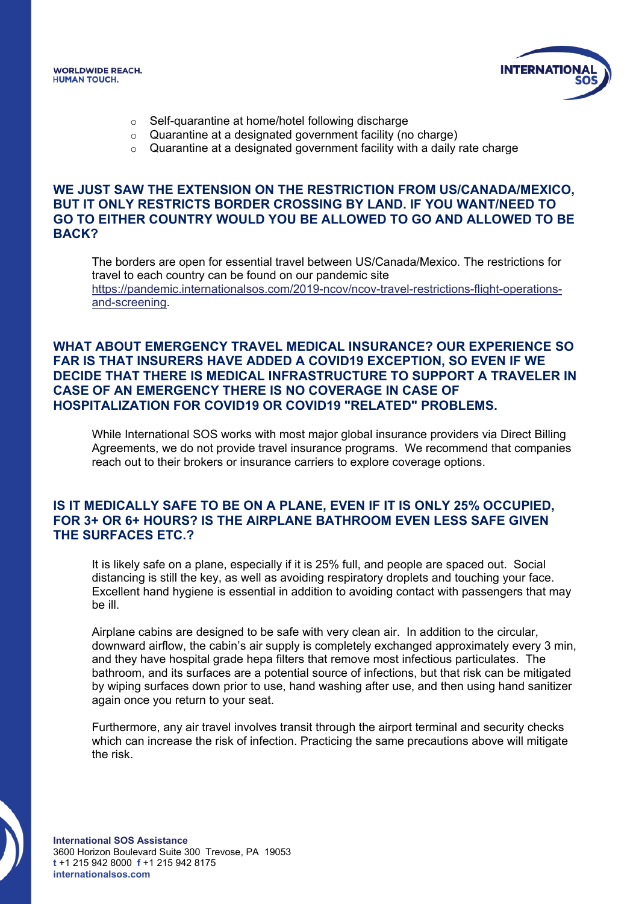- Self-quarantine at home/hotel following discharge
- Quarantine at a designated government facility (no charge)
- Quarantine at a designated government facility with a daily rate charge

### WE JUST SAW THE EXTENSION ON THE RESTRICTION FROM US/CANADA/MEXICO, BUT IT ONLY RESTRICTS BORDER CROSSING BY LAND. IF YOU WANT/NEED TO GO TO EITHER COUNTRY WOULD YOU BE ALLOWED TO GO AND ALLOWED TO BE BACK?

The borders are open for essential travel between US/Canada/Mexico. The restrictions for travel to each country can be found on our pandemic site [https://pandemic.internationalsos.com/2019-ncov/ncov-travel-restrictions-flight-operations-and-screening](https://pandemic.internationalsos.com/2019-ncov/ncov-travel-restrictions-flight-operations-and-screening).

### WHAT ABOUT EMERGENCY TRAVEL MEDICAL INSURANCE? OUR EXPERIENCE SO FAR IS THAT INSURERS HAVE ADDED A COVID19 EXCEPTION, SO EVEN IF WE DECIDE THAT THERE IS MEDICAL INFRASTRUCTURE TO SUPPORT A TRAVELER IN CASE OF AN EMERGENCY THERE IS NO COVERAGE IN CASE OF HOSPITALIZATION FOR COVID19 OR COVID19 "RELATED" PROBLEMS.

While International SOS works with most major global insurance providers via Direct Billing Agreements, we do not provide travel insurance programs. We recommend that companies reach out to their brokers or insurance carriers to explore coverage options.

### IS IT MEDICALLY SAFE TO BE ON A PLANE, EVEN IF IT IS ONLY 25% OCCUPIED, FOR 3+ OR 6+ HOURS? IS THE AIRPLANE BATHROOM EVEN LESS SAFE GIVEN THE SURFACES ETC.?

It is likely safe on a plane, especially if it is 25% full, and people are spaced out. Social distancing is still the key, as well as avoiding respiratory droplets and touching your face. Excellent hand hygiene is essential in addition to avoiding contact with passengers that may be ill.

Airplane cabins are designed to be safe with very clean air. In addition to the circular, downward airflow, the cabin's air supply is completely exchanged approximately every 3 min, and they have hospital grade hepa filters that remove most infectious particulates. The bathroom, and its surfaces are a potential source of infections, but that risk can be mitigated by wiping surfaces down prior to use, hand washing after use, and then using hand sanitizer again once you return to your seat.

Furthermore, any air travel involves transit through the airport terminal and security checks which can increase the risk of infection. Practicing the same precautions above will mitigate the risk.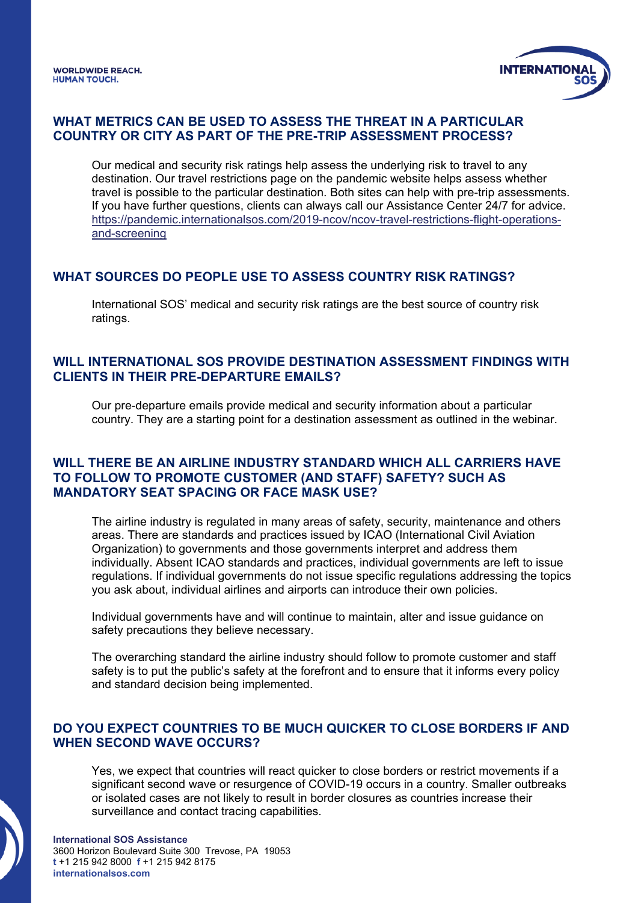## WHAT METRICS CAN BE USED TO ASSESS THE THREAT IN A PARTICULAR COUNTRY OR CITY AS PART OF THE PRE-TRIP ASSESSMENT PROCESS?

Our medical and security risk ratings help assess the underlying risk to travel to any destination. Our travel restrictions page on the pandemic website helps assess whether travel is possible to the particular destination. Both sites can help with pre-trip assessments. If you have further questions, clients can always call our Assistance Center 24/7 for advice. https://pandemic.internationalsos.com/2019-ncov/ncov-travel-restrictions-flight-operations-and-screening

## WHAT SOURCES DO PEOPLE USE TO ASSESS COUNTRY RISK RATINGS?

International SOS' medical and security risk ratings are the best source of country risk ratings.

## WILL INTERNATIONAL SOS PROVIDE DESTINATION ASSESSMENT FINDINGS WITH CLIENTS IN THEIR PRE-DEPARTURE EMAILS?

Our pre-departure emails provide medical and security information about a particular country. They are a starting point for a destination assessment as outlined in the webinar.

## WILL THERE BE AN AIRLINE INDUSTRY STANDARD WHICH ALL CARRIERS HAVE TO FOLLOW TO PROMOTE CUSTOMER (AND STAFF) SAFETY? SUCH AS MANDATORY SEAT SPACING OR FACE MASK USE?

The airline industry is regulated in many areas of safety, security, maintenance and others areas. There are standards and practices issued by ICAO (International Civil Aviation Organization) to governments and those governments interpret and address them individually. Absent ICAO standards and practices, individual governments are left to issue regulations. If individual governments do not issue specific regulations addressing the topics you ask about, individual airlines and airports can introduce their own policies.

Individual governments have and will continue to maintain, alter and issue guidance on safety precautions they believe necessary.

The overarching standard the airline industry should follow to promote customer and staff safety is to put the public's safety at the forefront and to ensure that it informs every policy and standard decision being implemented.

## DO YOU EXPECT COUNTRIES TO BE MUCH QUICKER TO CLOSE BORDERS IF AND WHEN SECOND WAVE OCCURS?

Yes, we expect that countries will react quicker to close borders or restrict movements if a significant second wave or resurgence of COVID-19 occurs in a country. Smaller outbreaks or isolated cases are not likely to result in border closures as countries increase their surveillance and contact tracing capabilities.